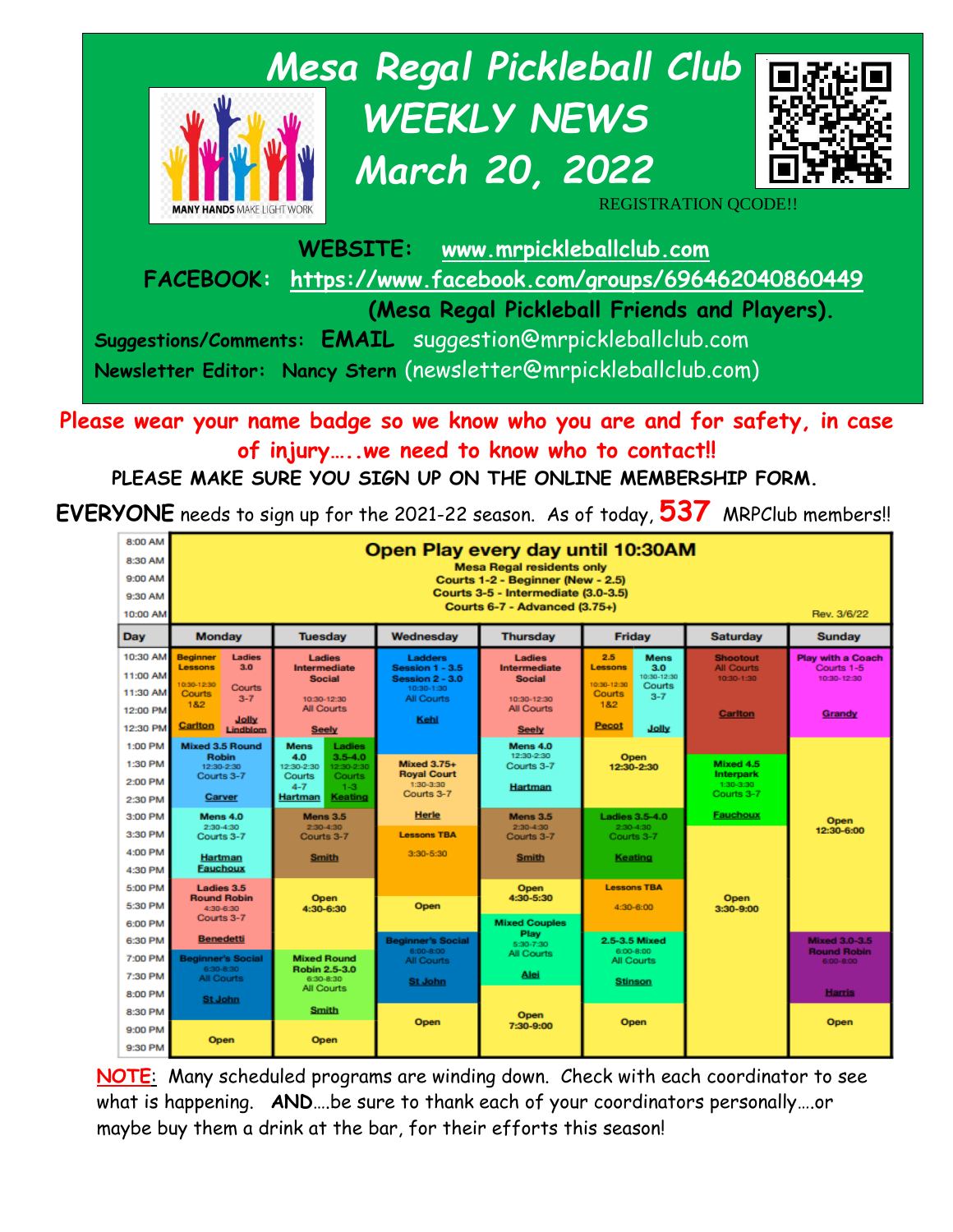# Mesa Regal Pickleball Club WEEKLY NEWS March 20, 2022

MANY HANDS MAKE LIGHT WORK

REGISTRATION QCODE!!

**WEBSITE:** www.mrpickleballclub.com

**FACEBOOK:** https://www.facebook.com/groups/696462040860449

**(Mesa Regal Pickleball Friends and Players).**

**Suggestions/Comments: EMAIL** suggestion@mrpickleballclub.com

**Newsletter Editor: Nancy Stern** (newsletter@mrpickleballclub.com)

**Please wear your name badge so we know who you are and for safety, in case of injury…..we need to know who to contact!!**

**PLEASE MAKE SURE YOU SIGN UP ON THE ONLINE MEMBERSHIP FORM.**

**EVERYONE** needs to sign up for the 2021-22 season. As of today, **537** MRPClub members!!

**Open Play every day until 10:30AM** (8:00 AM – 10:30 AM)
Mesa Regal residents only
Courts 1-2 - Beginner (New - 2.5)
Courts 3-5 - Intermediate (3.0-3.5)
Courts 6-7 - Advanced (3.75+)

Rev. 3/6/22

| Day | Monday | Tuesday | Wednesday | Thursday | Friday | Saturday | Sunday |
|---|---|---|---|---|---|---|---|
| 10:30 AM – 12:30 PM | Beginner Lessons 10:30-12:30 Courts 1&2 (Carlton); Ladies 3.0 Courts 3-7 (Jolly, Lindblom) | Ladies Intermediate Social 10:30-12:30 All Courts (Seely) | Ladders Session 1 - 3.5, Session 2 - 3.0 10:30-1:30 All Courts (Kehl) | Ladies Intermediate Social 10:30-12:30 All Courts (Seely) | 2.5 Lessons 10:30-12:30 Courts 1&2 (Pecot); Mens 3.0 10:30-12:30 Courts 3-7 (Jolly) | Shootout All Courts 10:30-1:30 (Carlton) | Play with a Coach Courts 1-5 10:30-12:30 (Grandy) |
| 1:00 PM – 2:30 PM | Mixed 3.5 Round Robin 12:30-2:30 Courts 3-7 (Carver) | Mens 4.0 12:30-2:30 Courts 4-7 (Hartman); Ladies 3.5-4.0 12:30-2:30 Courts 1-3 (Keating) | Mixed 3.75+ Royal Court 1:30-3:30 Courts 3-7 | Mens 4.0 12:30-2:30 Courts 3-7 (Hartman) | Open 12:30-2:30 | Mixed 4.5 Interpark 1:30-3:30 Courts 3-7 (Fauchoux) | Open 12:30-6:00 |
| 3:00 PM – 4:30 PM | Mens 4.0 2:30-4:30 Courts 3-7 (Hartman, Fauchoux) | Mens 3.5 2:30-4:30 Courts 3-7 (Smith) | (Herle) Lessons TBA 3:30-5:30 | Mens 3.5 2:30-4:30 Courts 3-7 (Smith) | Ladies 3.5-4.0 2:30-4:30 Courts 3-7 (Keating) | | |
| 5:00 PM – 6:30 PM | Ladies 3.5 Round Robin 4:30-6:30 Courts 3-7 (Benedetti) | Open 4:30-6:30 | Open | Open 4:30-5:30; Mixed Couples Play 5:30-7:30 All Courts (Alei) | Lessons TBA 4:30-6:00 | Open 3:30-9:00 | |
| 7:00 PM – 8:30 PM | Beginner's Social 6:30-8:30 All Courts (St John) | Mixed Round Robin 2.5-3.0 6:30-8:30 All Courts (Smith) | Beginner's Social 6:00-8:00 All Courts (St John) | | 2.5-3.5 Mixed 6:00-8:00 All Courts (Stinson) | | Mixed 3.0-3.5 Round Robin 6:00-8:00 (Harris) |
| 9:00 PM – 9:30 PM | Open | Open | Open | Open 7:30-9:00 | Open | | Open |

NOTE: Many scheduled programs are winding down. Check with each coordinator to see what is happening. **AND**….be sure to thank each of your coordinators personally….or maybe buy them a drink at the bar, for their efforts this season!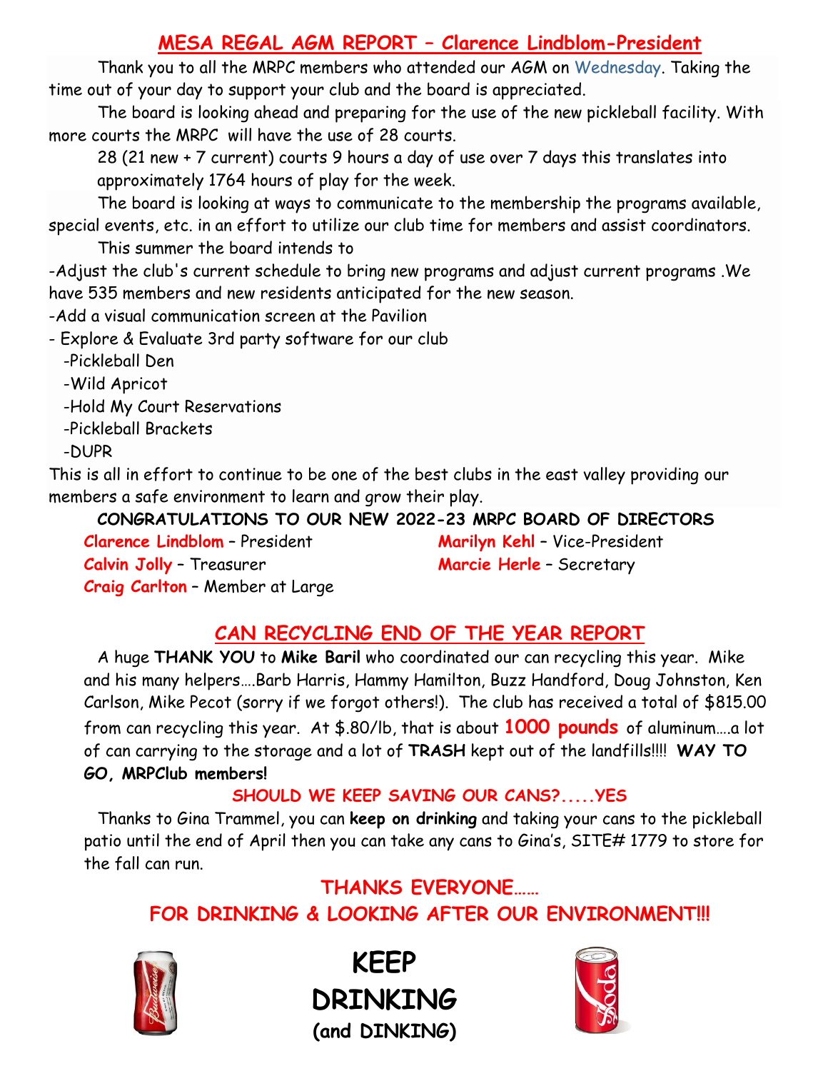## MESA REGAL AGM REPORT – Clarence Lindblom-President

Thank you to all the MRPC members who attended our AGM on Wednesday. Taking the time out of your day to support your club and the board is appreciated.

The board is looking ahead and preparing for the use of the new pickleball facility. With more courts the MRPC will have the use of 28 courts.

28 (21 new + 7 current) courts 9 hours a day of use over 7 days this translates into approximately 1764 hours of play for the week.

The board is looking at ways to communicate to the membership the programs available, special events, etc. in an effort to utilize our club time for members and assist coordinators.

This summer the board intends to

- Adjust the club's current schedule to bring new programs and adjust current programs .We have 535 members and new residents anticipated for the new season.
- Add a visual communication screen at the Pavilion
- Explore & Evaluate 3rd party software for our club
  - Pickleball Den
  - Wild Apricot
  - Hold My Court Reservations
  - Pickleball Brackets
  - DUPR

This is all in effort to continue to be one of the best clubs in the east valley providing our members a safe environment to learn and grow their play.

**CONGRATULATIONS TO OUR NEW 2022-23 MRPC BOARD OF DIRECTORS**

**Clarence Lindblom** – President
**Marilyn Kehl** – Vice-President
**Calvin Jolly** – Treasurer
**Marcie Herle** – Secretary
**Craig Carlton** – Member at Large

## CAN RECYCLING END OF THE YEAR REPORT

A huge **THANK YOU** to **Mike Baril** who coordinated our can recycling this year. Mike and his many helpers….Barb Harris, Hammy Hamilton, Buzz Handford, Doug Johnston, Ken Carlson, Mike Pecot (sorry if we forgot others!). The club has received a total of $815.00 from can recycling this year. At $.80/lb, that is about **1000 pounds** of aluminum….a lot of can carrying to the storage and a lot of **TRASH** kept out of the landfills!!!! **WAY TO GO, MRPClub members!**

**SHOULD WE KEEP SAVING OUR CANS?.....YES**

Thanks to Gina Trammel, you can **keep on drinking** and taking your cans to the pickleball patio until the end of April then you can take any cans to Gina's, SITE# 1779 to store for the fall can run.

**THANKS EVERYONE……**
**FOR DRINKING & LOOKING AFTER OUR ENVIRONMENT!!!**

**KEEP DRINKING**
**(and DINKING)**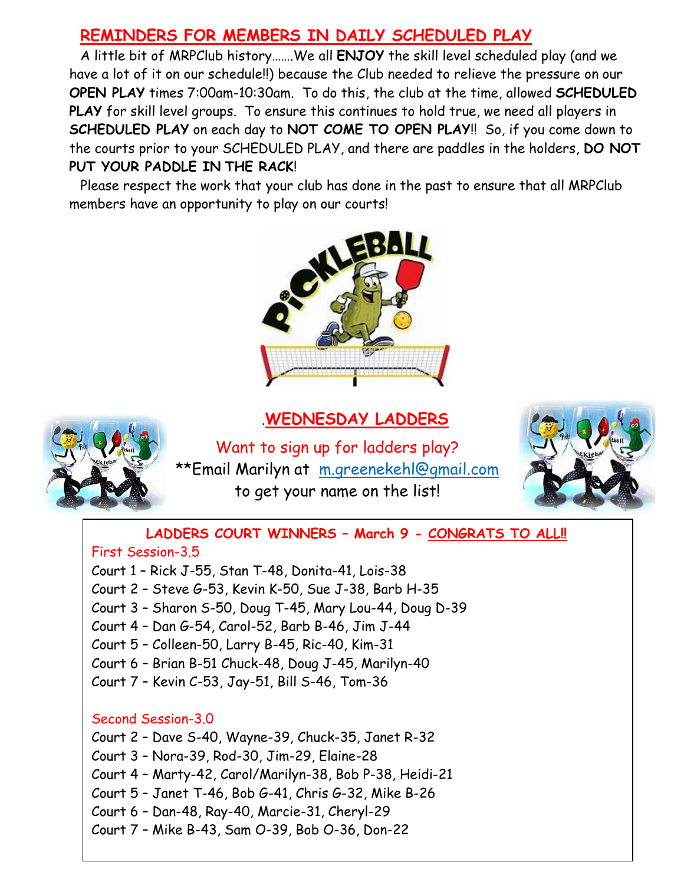## REMINDERS FOR MEMBERS IN DAILY SCHEDULED PLAY

A little bit of MRPClub history…….We all **ENJOY** the skill level scheduled play (and we have a lot of it on our schedule!!) because the Club needed to relieve the pressure on our **OPEN PLAY** times 7:00am-10:30am. To do this, the club at the time, allowed **SCHEDULED PLAY** for skill level groups. To ensure this continues to hold true, we need all players in **SCHEDULED PLAY** on each day to **NOT COME TO OPEN PLAY**!! So, if you come down to the courts prior to your SCHEDULED PLAY, and there are paddles in the holders, **DO NOT PUT YOUR PADDLE IN THE RACK**!

Please respect the work that your club has done in the past to ensure that all MRPClub members have an opportunity to play on our courts!

## .WEDNESDAY LADDERS

Want to sign up for ladders play?

**Email Marilyn at m.greenekehl@gmail.com to get your name on the list!

**LADDERS COURT WINNERS – March 9 - CONGRATS TO ALL!!**

First Session-3.5

Court 1 – Rick J-55, Stan T-48, Donita-41, Lois-38
Court 2 – Steve G-53, Kevin K-50, Sue J-38, Barb H-35
Court 3 – Sharon S-50, Doug T-45, Mary Lou-44, Doug D-39
Court 4 – Dan G-54, Carol-52, Barb B-46, Jim J-44
Court 5 – Colleen-50, Larry B-45, Ric-40, Kim-31
Court 6 – Brian B-51 Chuck-48, Doug J-45, Marilyn-40
Court 7 – Kevin C-53, Jay-51, Bill S-46, Tom-36

Second Session-3.0

Court 2 – Dave S-40, Wayne-39, Chuck-35, Janet R-32
Court 3 – Nora-39, Rod-30, Jim-29, Elaine-28
Court 4 – Marty-42, Carol/Marilyn-38, Bob P-38, Heidi-21
Court 5 – Janet T-46, Bob G-41, Chris G-32, Mike B-26
Court 6 – Dan-48, Ray-40, Marcie-31, Cheryl-29
Court 7 – Mike B-43, Sam O-39, Bob O-36, Don-22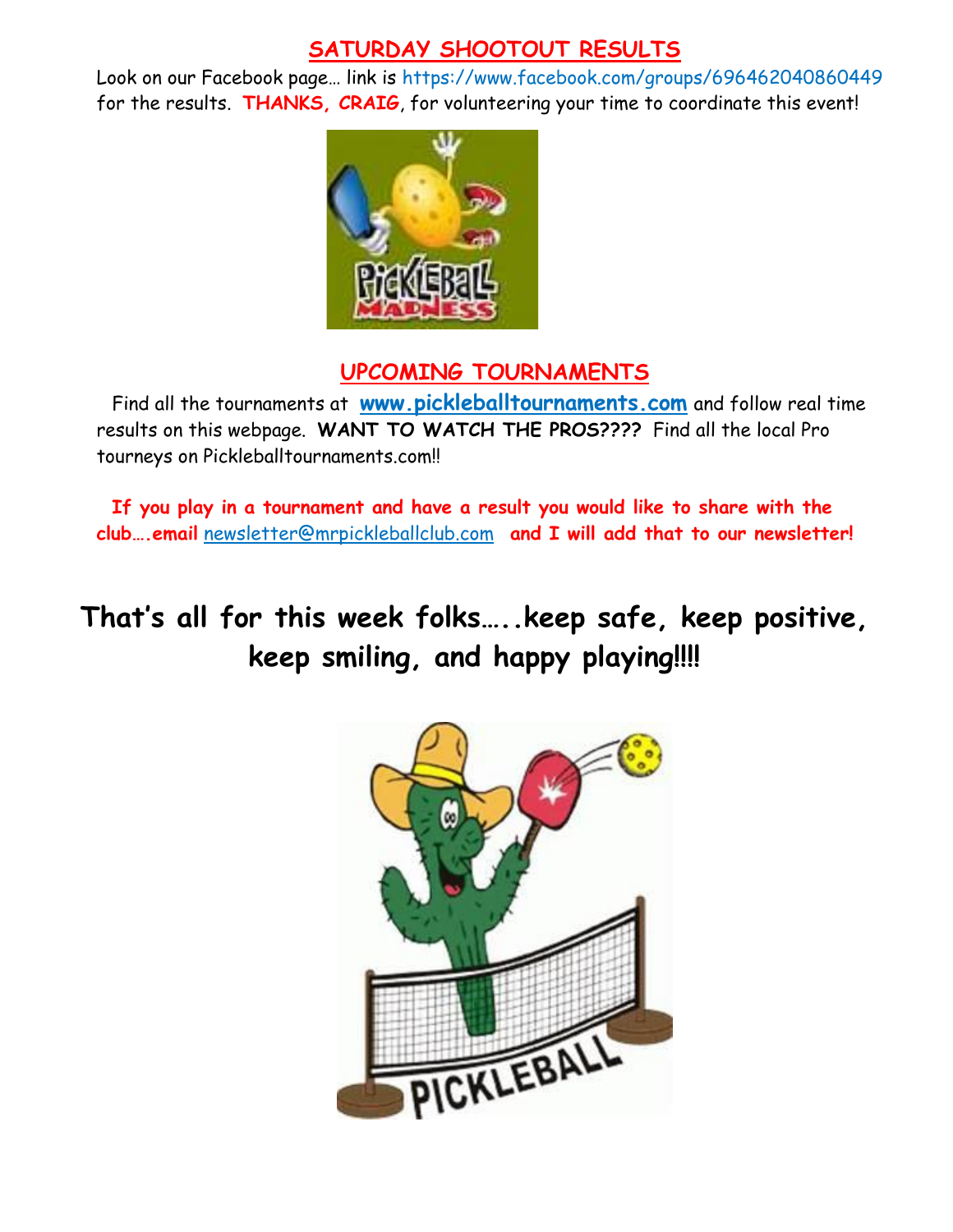## SATURDAY SHOOTOUT RESULTS

Look on our Facebook page… link is https://www.facebook.com/groups/696462040860449 for the results. **THANKS, CRAIG**, for volunteering your time to coordinate this event!

## UPCOMING TOURNAMENTS

Find all the tournaments at **www.pickleballtournaments.com** and follow real time results on this webpage. **WANT TO WATCH THE PROS????** Find all the local Pro tourneys on Pickleballtournaments.com!!

**If you play in a tournament and have a result you would like to share with the club….email** newsletter@mrpickleballclub.com **and I will add that to our newsletter!**

# That's all for this week folks…..keep safe, keep positive, keep smiling, and happy playing!!!!